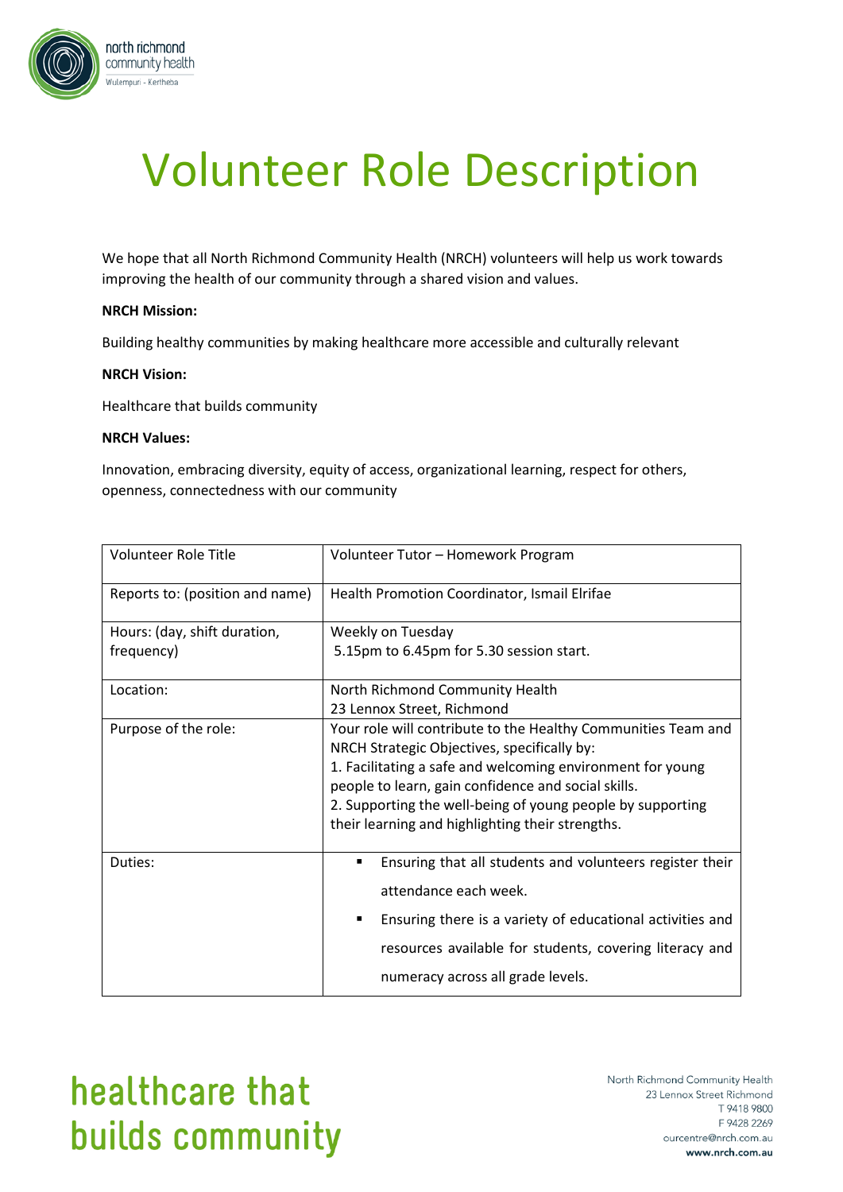# Volunteer Role Description

We hope that all North Richmond Community Health (NRCH) volunteers will help us work towards improving the health of our community through a shared vision and values.

**NRCH Mission:**

Building healthy communities by making healthcare more accessible and culturally relevant

**NRCH Vision:**

Healthcare that builds community

**NRCH Values:**

Innovation, embracing diversity, equity of access, organizational learning, respect for others, openness, connectedness with our community

| Volunteer Role Title | Volunteer Tutor – Homework Program |
|---|---|
| Reports to: (position and name) | Health Promotion Coordinator, Ismail Elrifae |
| Hours: (day, shift duration, frequency) | Weekly on Tuesday<br>5.15pm to 6.45pm for 5.30 session start. |
| Location: | North Richmond Community Health<br>23 Lennox Street, Richmond |
| Purpose of the role: | Your role will contribute to the Healthy Communities Team and NRCH Strategic Objectives, specifically by:<br>1. Facilitating a safe and welcoming environment for young people to learn, gain confidence and social skills.<br>2. Supporting the well-being of young people by supporting their learning and highlighting their strengths. |
| Duties: | ▪ Ensuring that all students and volunteers register their attendance each week.<br>▪ Ensuring there is a variety of educational activities and resources available for students, covering literacy and numeracy across all grade levels. |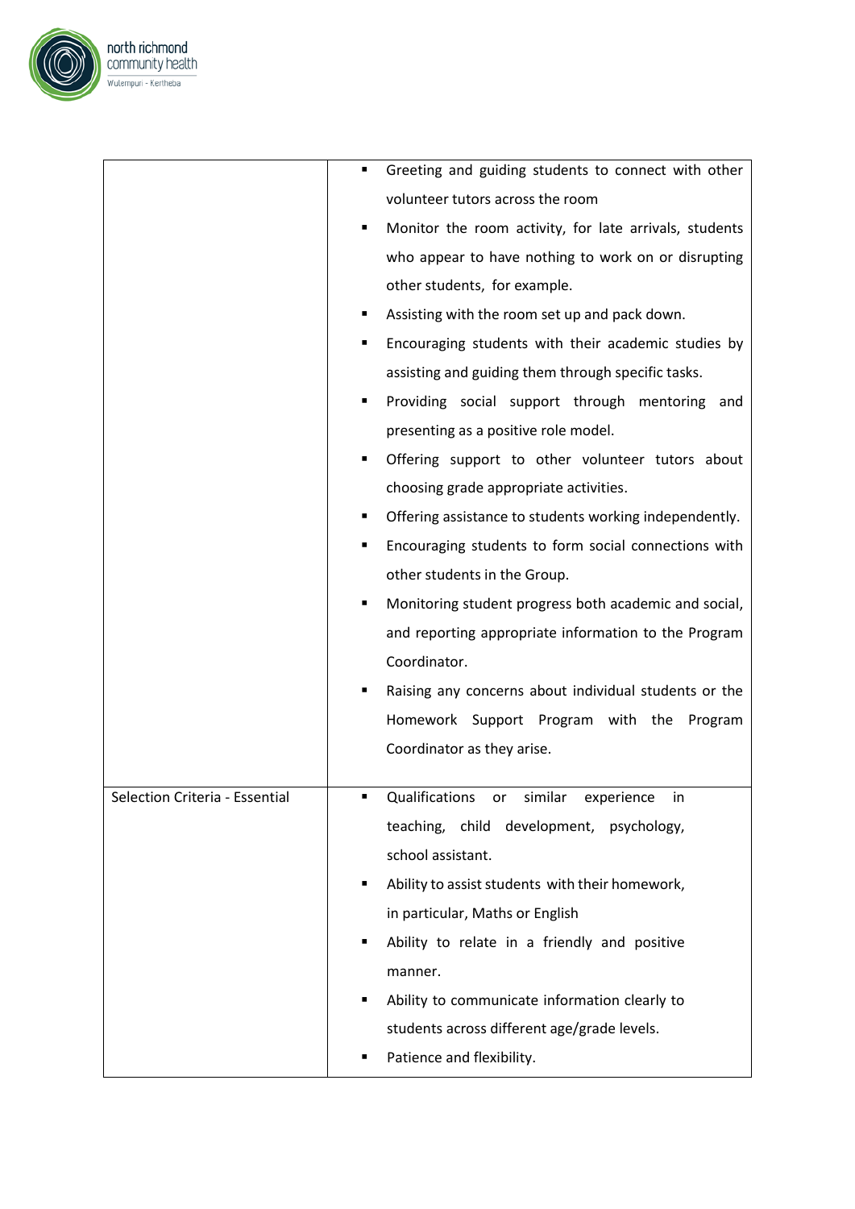| | |
|---|---|
| | ▪ Greeting and guiding students to connect with other volunteer tutors across the room<br>▪ Monitor the room activity, for late arrivals, students who appear to have nothing to work on or disrupting other students, for example.<br>▪ Assisting with the room set up and pack down.<br>▪ Encouraging students with their academic studies by assisting and guiding them through specific tasks.<br>▪ Providing social support through mentoring and presenting as a positive role model.<br>▪ Offering support to other volunteer tutors about choosing grade appropriate activities.<br>▪ Offering assistance to students working independently.<br>▪ Encouraging students to form social connections with other students in the Group.<br>▪ Monitoring student progress both academic and social, and reporting appropriate information to the Program Coordinator.<br>▪ Raising any concerns about individual students or the Homework Support Program with the Program Coordinator as they arise. |
| Selection Criteria - Essential | ▪ Qualifications or similar experience in teaching, child development, psychology, school assistant.<br>▪ Ability to assist students with their homework, in particular, Maths or English<br>▪ Ability to relate in a friendly and positive manner.<br>▪ Ability to communicate information clearly to students across different age/grade levels.<br>▪ Patience and flexibility. |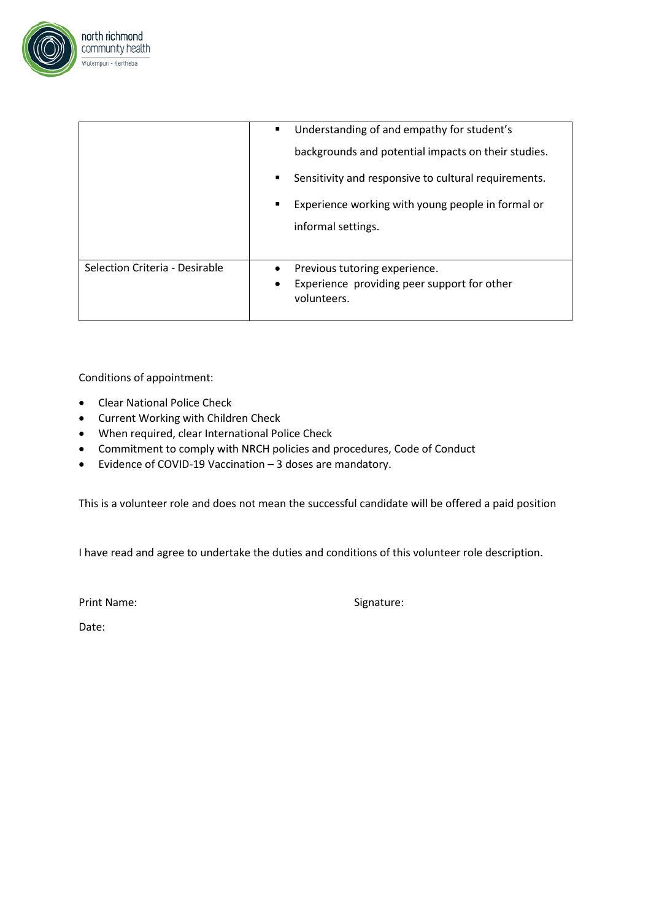| | |
|---|---|
| | ▪ Understanding of and empathy for student's backgrounds and potential impacts on their studies.<br>▪ Sensitivity and responsive to cultural requirements.<br>▪ Experience working with young people in formal or informal settings. |
| Selection Criteria - Desirable | • Previous tutoring experience.<br>• Experience providing peer support for other volunteers. |

Conditions of appointment:

- Clear National Police Check
- Current Working with Children Check
- When required, clear International Police Check
- Commitment to comply with NRCH policies and procedures, Code of Conduct
- Evidence of COVID-19 Vaccination – 3 doses are mandatory.

This is a volunteer role and does not mean the successful candidate will be offered a paid position

I have read and agree to undertake the duties and conditions of this volunteer role description.

Print Name: Signature:

Date: